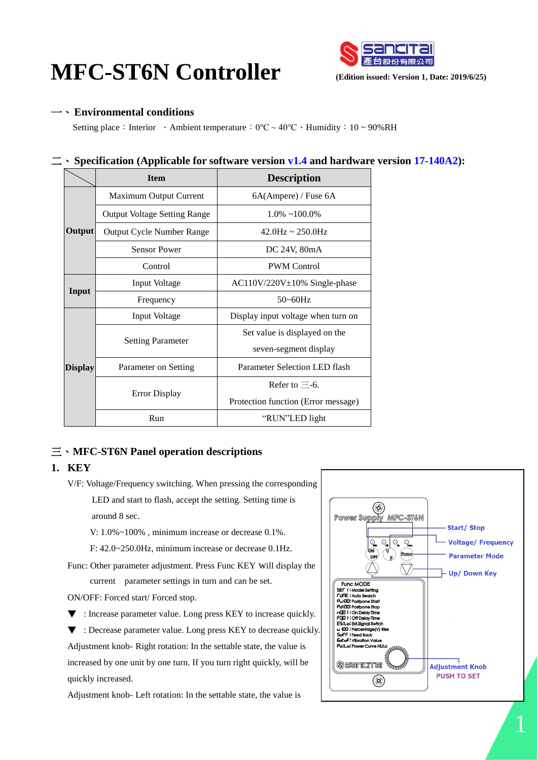# MFC-ST6N Controller

(Edition issued: Version 1, Date: 2019/6/25)

## 一、Environmental conditions

Setting place：Interior 、Ambient temperature：0℃ ~ 40℃、Humidity：10 ~ 90%RH

## 二、Specification (Applicable for software version v1.4 and hardware version 17-140A2):

| | Item | Description |
|---|---|---|
| Output | Maximum Output Current | 6A(Ampere) / Fuse 6A |
| | Output Voltage Setting Range | 1.0% ~100.0% |
| | Output Cycle Number Range | 42.0Hz ~ 250.0Hz |
| | Sensor Power | DC 24V, 80mA |
| | Control | PWM Control |
| Input | Input Voltage | AC110V/220V±10% Single-phase |
| | Frequency | 50~60Hz |
| Display | Input Voltage | Display input voltage when turn on |
| | Setting Parameter | Set value is displayed on the seven-segment display |
| | Parameter on Setting | Parameter Selection LED flash |
| | Error Display | Refer to 三-6. Protection function (Error message) |
| | Run | "RUN"LED light |

## 三、MFC-ST6N Panel operation descriptions

### 1. KEY

V/F: Voltage/Frequency switching. When pressing the corresponding LED and start to flash, accept the setting. Setting time is around 8 sec.

V: 1.0%~100% , minimum increase or decrease 0.1%.

F: 42.0~250.0Hz, minimum increase or decrease 0.1Hz.

Func: Other parameter adjustment. Press Func KEY will display the current parameter settings in turn and can be set.

ON/OFF: Forced start/ Forced stop.

▼ : Increase parameter value. Long press KEY to increase quickly.

▼ : Decrease parameter value. Long press KEY to decrease quickly.

Adjustment knob- Right rotation: In the settable state, the value is increased by one unit by one turn. If you turn right quickly, will be quickly increased.

Adjustment knob- Left rotation: In the settable state, the value is

Power Supply MFC-ST6N

Start/ Stop

Voltage/ Frequency

Parameter Mode

Up/ Down Key

Func MODE
SET 1: Model Setting
TUNE: Auto Search
Pu:00: Postpone Start
Pd:00: Postpone Stop
n001: On Delay Time
F001: Off Delay Time
ES:Lo: Ext.Signal Switch
u100: Percentage(V) Rise
SoFF: Feed Back
Ed:oF: Vibration Value
Po:Lo: Power Curve Hi/Lo

Adjustment Knob
PUSH TO SET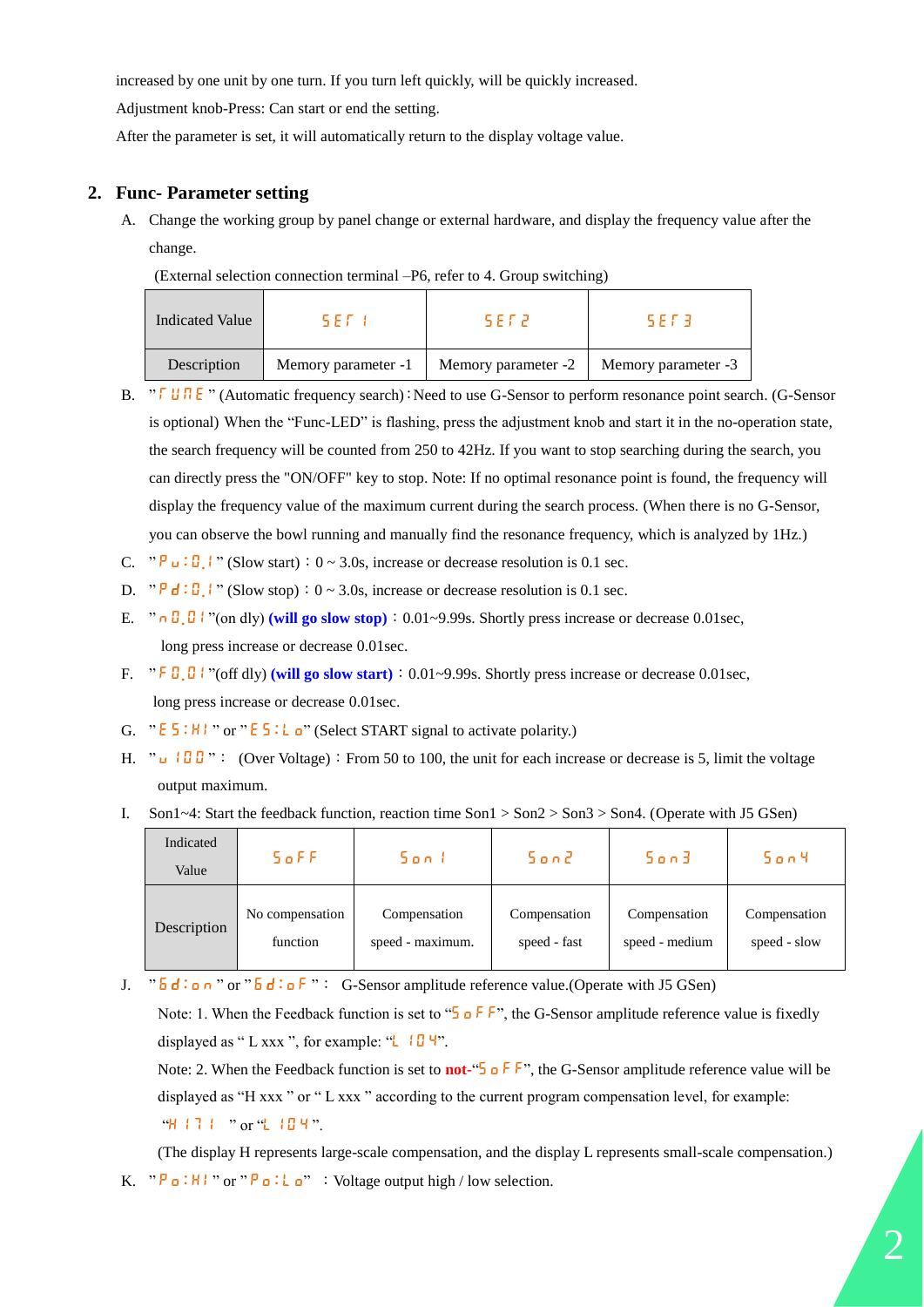increased by one unit by one turn. If you turn left quickly, will be quickly increased.

Adjustment knob-Press: Can start or end the setting.

After the parameter is set, it will automatically return to the display voltage value.

## 2. Func- Parameter setting

A. Change the working group by panel change or external hardware, and display the frequency value after the change.

(External selection connection terminal –P6, refer to 4. Group switching)

| Indicated Value | SEt 1 | SEt 2 | SEt 3 |
|---|---|---|---|
| Description | Memory parameter -1 | Memory parameter -2 | Memory parameter -3 |

B. " tUNE " (Automatic frequency search)：Need to use G-Sensor to perform resonance point search. (G-Sensor is optional) When the "Func-LED" is flashing, press the adjustment knob and start it in the no-operation state, the search frequency will be counted from 250 to 42Hz. If you want to stop searching during the search, you can directly press the "ON/OFF" key to stop. Note: If no optimal resonance point is found, the frequency will display the frequency value of the maximum current during the search process. (When there is no G-Sensor, you can observe the bowl running and manually find the resonance frequency, which is analyzed by 1Hz.)

C. " Pu:0.1 " (Slow start)：0 ~ 3.0s, increase or decrease resolution is 0.1 sec.

D. " Pd:0.1 " (Slow stop)：0 ~ 3.0s, increase or decrease resolution is 0.1 sec.

E. " n0.01 "(on dly) **(will go slow stop)**：0.01~9.99s. Shortly press increase or decrease 0.01sec, long press increase or decrease 0.01sec.

F. " F0.01 "(off dly) **(will go slow start)**：0.01~9.99s. Shortly press increase or decrease 0.01sec, long press increase or decrease 0.01sec.

G. " ES:HI " or " ES:Lo" (Select START signal to activate polarity.)

H. " u 100 "： (Over Voltage)：From 50 to 100, the unit for each increase or decrease is 5, limit the voltage output maximum.

I. Son1~4: Start the feedback function, reaction time Son1 > Son2 > Son3 > Son4. (Operate with J5 GSen)

| Indicated Value | SoFF | Son 1 | Son2 | Son3 | Son4 |
|---|---|---|---|---|---|
| Description | No compensation function | Compensation speed - maximum. | Compensation speed - fast | Compensation speed - medium | Compensation speed - slow |

J. " Gd:on " or " Gd:oF "： G-Sensor amplitude reference value.(Operate with J5 GSen)

Note: 1. When the Feedback function is set to "SoFF", the G-Sensor amplitude reference value is fixedly displayed as " L xxx ", for example: "L 104".

Note: 2. When the Feedback function is set to **not**-"SoFF", the G-Sensor amplitude reference value will be displayed as "H xxx " or " L xxx " according to the current program compensation level, for example: "H 171 " or "L 104 ".

(The display H represents large-scale compensation, and the display L represents small-scale compensation.)

K. " Po:HI " or " Po:Lo" ：Voltage output high / low selection.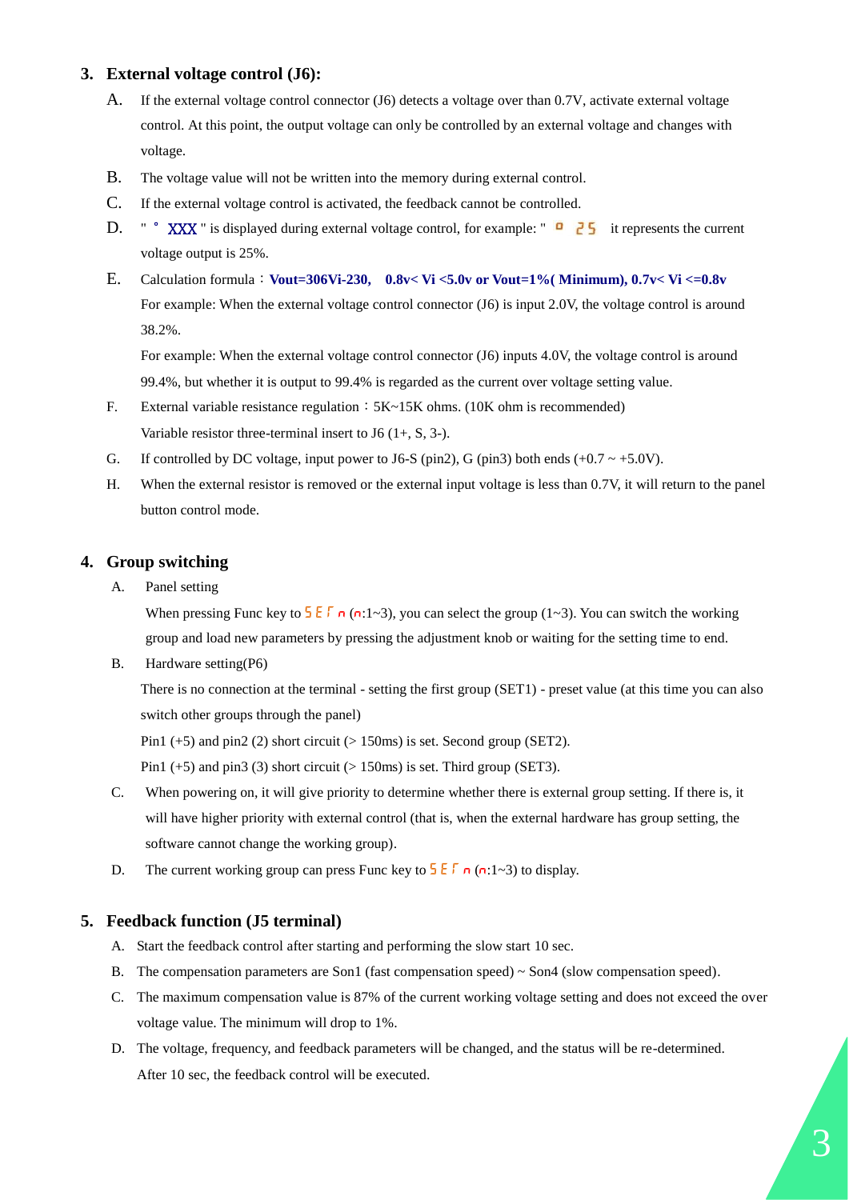## 3. External voltage control (J6):

A. If the external voltage control connector (J6) detects a voltage over than 0.7V, activate external voltage control. At this point, the output voltage can only be controlled by an external voltage and changes with voltage.

B. The voltage value will not be written into the memory during external control.

C. If the external voltage control is activated, the feedback cannot be controlled.

D. " ° XXX " is displayed during external voltage control, for example: " ° 25 " it represents the current voltage output is 25%.

E. Calculation formula：**Vout=306Vi-230, 0.8v< Vi <5.0v or Vout=1%( Minimum), 0.7v< Vi <=0.8v**

For example: When the external voltage control connector (J6) is input 2.0V, the voltage control is around 38.2%.

For example: When the external voltage control connector (J6) inputs 4.0V, the voltage control is around 99.4%, but whether it is output to 99.4% is regarded as the current over voltage setting value.

F. External variable resistance regulation：5K~15K ohms. (10K ohm is recommended)

Variable resistor three-terminal insert to J6 (1+, S, 3-).

G. If controlled by DC voltage, input power to J6-S (pin2), G (pin3) both ends (+0.7 ~ +5.0V).

H. When the external resistor is removed or the external input voltage is less than 0.7V, it will return to the panel button control mode.

## 4. Group switching

A. Panel setting

When pressing Func key to SETn (n:1~3), you can select the group (1~3). You can switch the working group and load new parameters by pressing the adjustment knob or waiting for the setting time to end.

B. Hardware setting(P6)

There is no connection at the terminal - setting the first group (SET1) - preset value (at this time you can also switch other groups through the panel)

Pin1 (+5) and pin2 (2) short circuit (> 150ms) is set. Second group (SET2).

Pin1 (+5) and pin3 (3) short circuit (> 150ms) is set. Third group (SET3).

C. When powering on, it will give priority to determine whether there is external group setting. If there is, it will have higher priority with external control (that is, when the external hardware has group setting, the software cannot change the working group).

D. The current working group can press Func key to SETn (n:1~3) to display.

## 5. Feedback function (J5 terminal)

A. Start the feedback control after starting and performing the slow start 10 sec.

B. The compensation parameters are Son1 (fast compensation speed) ~ Son4 (slow compensation speed).

C. The maximum compensation value is 87% of the current working voltage setting and does not exceed the over voltage value. The minimum will drop to 1%.

D. The voltage, frequency, and feedback parameters will be changed, and the status will be re-determined. After 10 sec, the feedback control will be executed.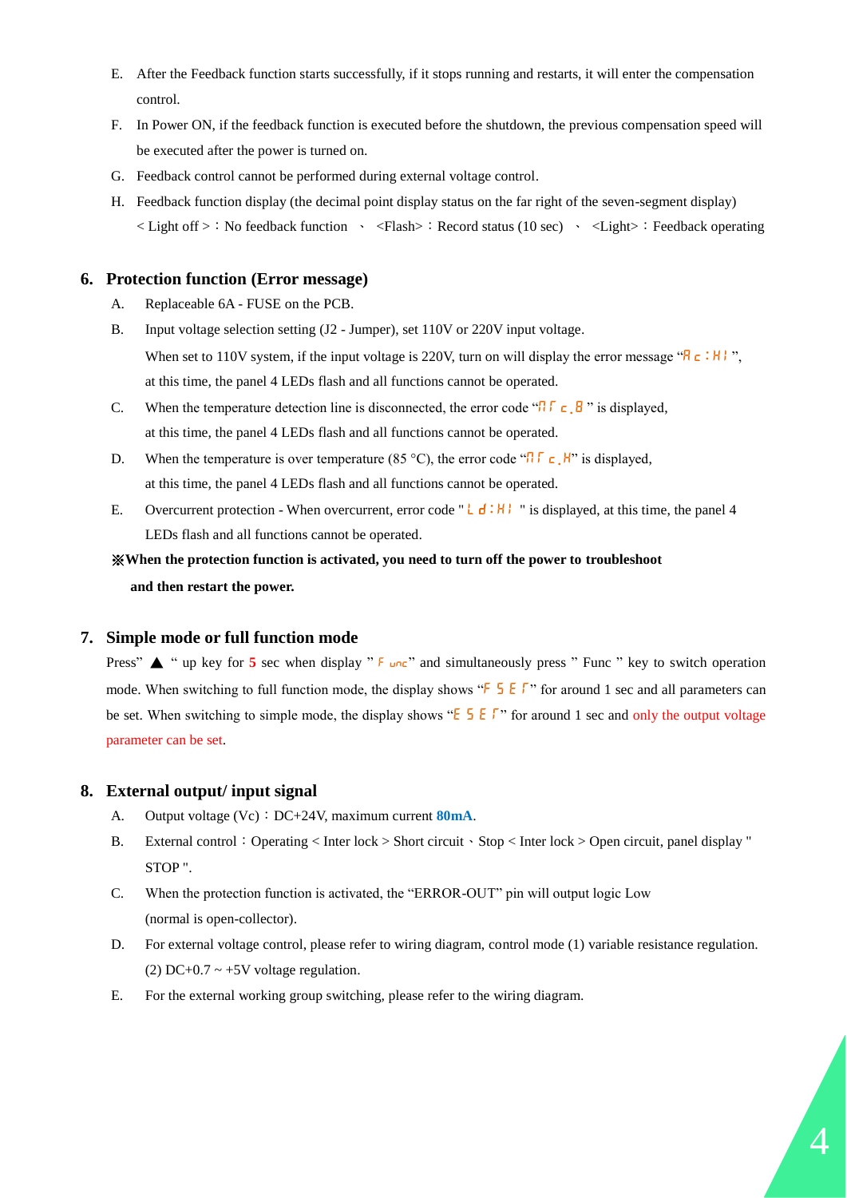E. After the Feedback function starts successfully, if it stops running and restarts, it will enter the compensation control.

F. In Power ON, if the feedback function is executed before the shutdown, the previous compensation speed will be executed after the power is turned on.

G. Feedback control cannot be performed during external voltage control.

H. Feedback function display (the decimal point display status on the far right of the seven-segment display)
< Light off >：No feedback function 、 <Flash>：Record status (10 sec) 、 <Light>：Feedback operating

## 6. Protection function (Error message)

A. Replaceable 6A - FUSE on the PCB.

B. Input voltage selection setting (J2 - Jumper), set 110V or 220V input voltage.
When set to 110V system, if the input voltage is 220V, turn on will display the error message "Ac:HI",
at this time, the panel 4 LEDs flash and all functions cannot be operated.

C. When the temperature detection line is disconnected, the error code "ñTc.B" is displayed,
at this time, the panel 4 LEDs flash and all functions cannot be operated.

D. When the temperature is over temperature (85 °C), the error code "ñTc.H" is displayed,
at this time, the panel 4 LEDs flash and all functions cannot be operated.

E. Overcurrent protection - When overcurrent, error code "Ld:HI" is displayed, at this time, the panel 4 LEDs flash and all functions cannot be operated.

**※When the protection function is activated, you need to turn off the power to troubleshoot and then restart the power.**

## 7. Simple mode or full function mode

Press" ▲ " up key for **5** sec when display " Func" and simultaneously press " Func " key to switch operation mode. When switching to full function mode, the display shows "FSEF" for around 1 sec and all parameters can be set. When switching to simple mode, the display shows "ESEF" for around 1 sec and only the output voltage parameter can be set.

## 8. External output/ input signal

A. Output voltage (Vc)：DC+24V, maximum current **80mA**.

B. External control：Operating < Inter lock > Short circuit、Stop < Inter lock > Open circuit, panel display " STOP ".

C. When the protection function is activated, the "ERROR-OUT" pin will output logic Low (normal is open-collector).

D. For external voltage control, please refer to wiring diagram, control mode (1) variable resistance regulation. (2) DC+0.7 ~ +5V voltage regulation.

E. For the external working group switching, please refer to the wiring diagram.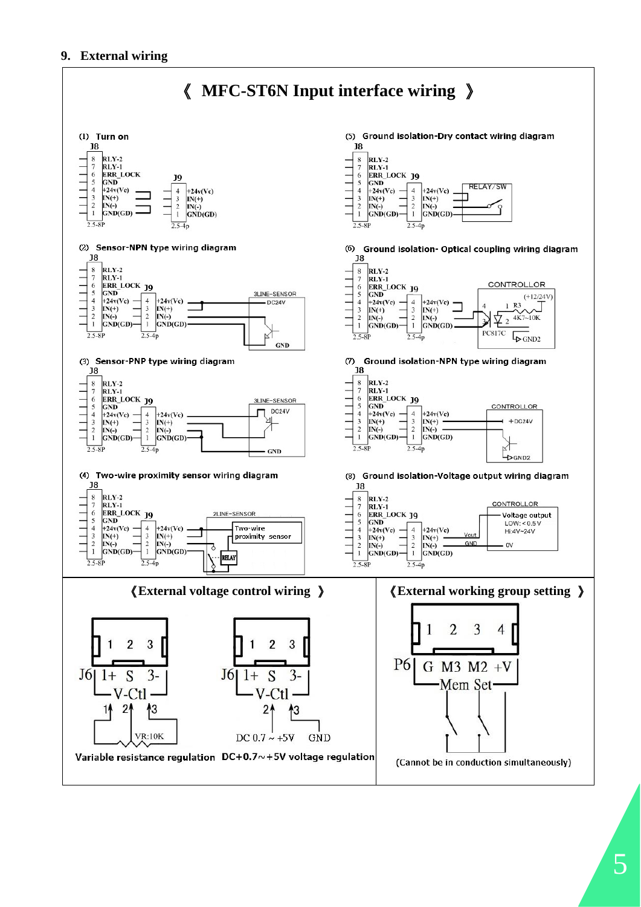## 9. External wiring

# 《 MFC-ST6N Input interface wiring 》

(1) Turn on

J8

| Pin | Signal |
|---|---|
| 8 | RLY-2 |
| 7 | RLY-1 |
| 6 | ERR_LOCK |
| 5 | GND |
| 4 | +24v(Vc) |
| 3 | IN(+) |
| 2 | IN(-) |
| 1 | GND(GD) |

2.5-8P

J9

| Pin | Signal |
|---|---|
| 4 | +24v(Vc) |
| 3 | IN(+) |
| 2 | IN(-) |
| 1 | GND(GD) |

2.5-4p

(2) Sensor-NPN type wiring diagram

3LINE-SENSOR DC24V GND

(3) Sensor-PNP type wiring diagram

3LINE-SENSOR DC24V GND

(4) Two-wire proximity sensor wiring diagram

2LINE-SENSOR Two-wire proximity sensor RELAY

(5) Ground isolation-Dry contact wiring diagram

RELAY/SW

(6) Ground isolation- Optical coupling wiring diagram

CONTROLLOR (+12/24V) R3 4K7~10K PC817C GND2

(7) Ground isolation-NPN type wiring diagram

CONTROLLOR +DC24V GND2

(8) Ground isolation-Voltage output wiring diagram

CONTROLLOR Voltage output LOW: < 0.5 V Hi:4V~24V Vout GND 0V

## 《External voltage control wiring 》

J6: 1+ S 3- V-Ctl

Variable resistance regulation (VR:10K)

DC+0.7~+5V voltage regulation (DC 0.7 ~ +5V, GND)

## 《External working group setting 》

P6: G M3 M2 +V — Mem Set

(Cannot be in conduction simultaneously)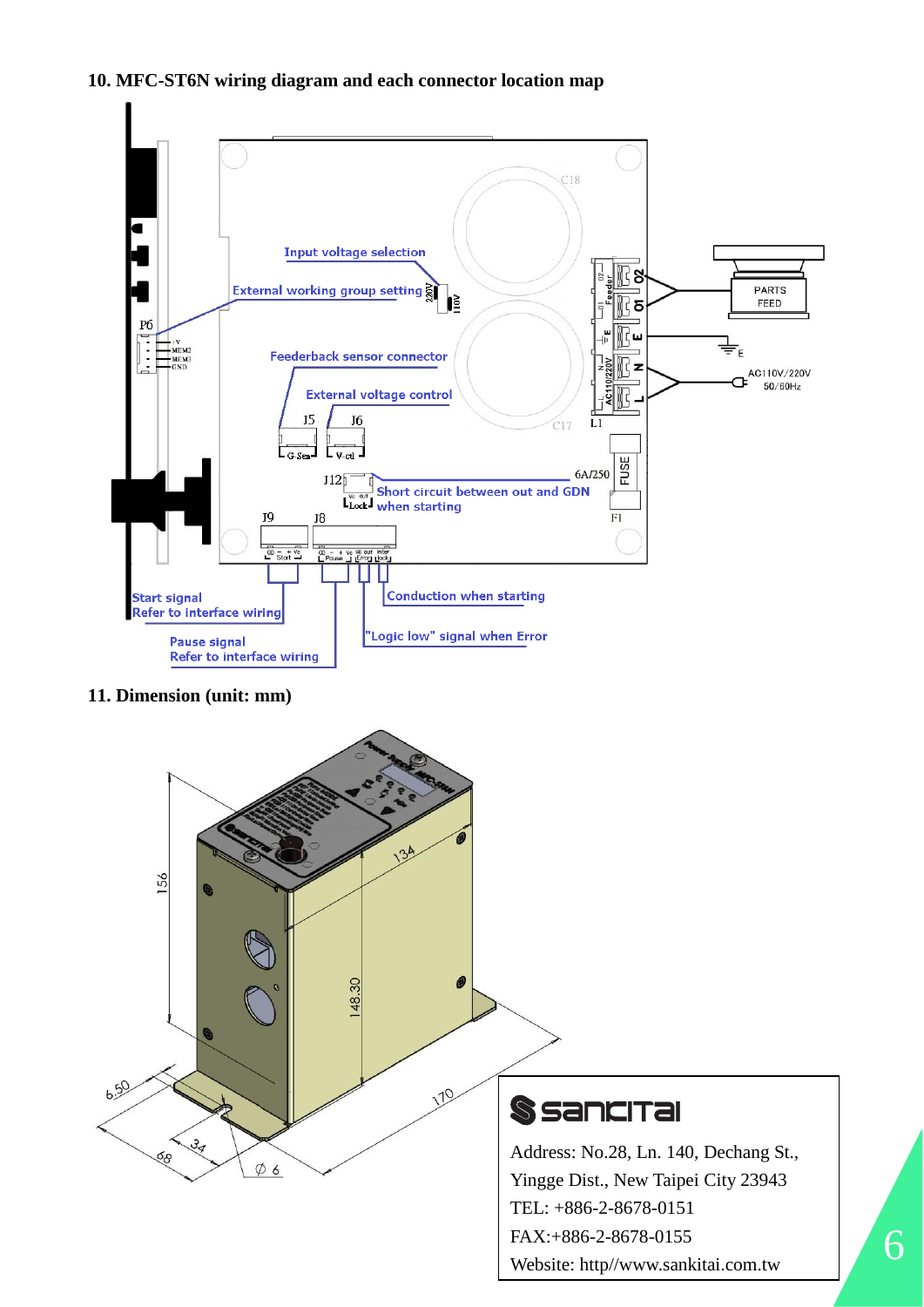## 10. MFC-ST6N wiring diagram and each connector location map

Input voltage selection

External working group setting

220V
110V

P6

+V
MEM2
MEM3
GND

Feederback sensor connector

External voltage control

J5 J6

G-Sen V-ctl

J12

Vc OUT
Lock

Short circuit between out and GDN when starting

6A/250

FUSE

F1

J9 J8

GD - + Vc
Start

GD - + Vc
Pause

GD OUT
Error

Inter
Lock

Start signal
Refer to interface wiring

Pause signal
Refer to interface wiring

Conduction when starting

"Logic low" signal when Error

C18

C17

L1

O2
O1
E
N
L

Feeder
AC110V/220V

PARTS
FEED

E

AC110V/220V
50/60Hz

## 11. Dimension (unit: mm)

156

134

148.30

170

6.50

34

68

Ø 6

Address: No.28, Ln. 140, Dechang St., Yingge Dist., New Taipei City 23943
TEL: +886-2-8678-0151
FAX:+886-2-8678-0155
Website: http//www.sankitai.com.tw